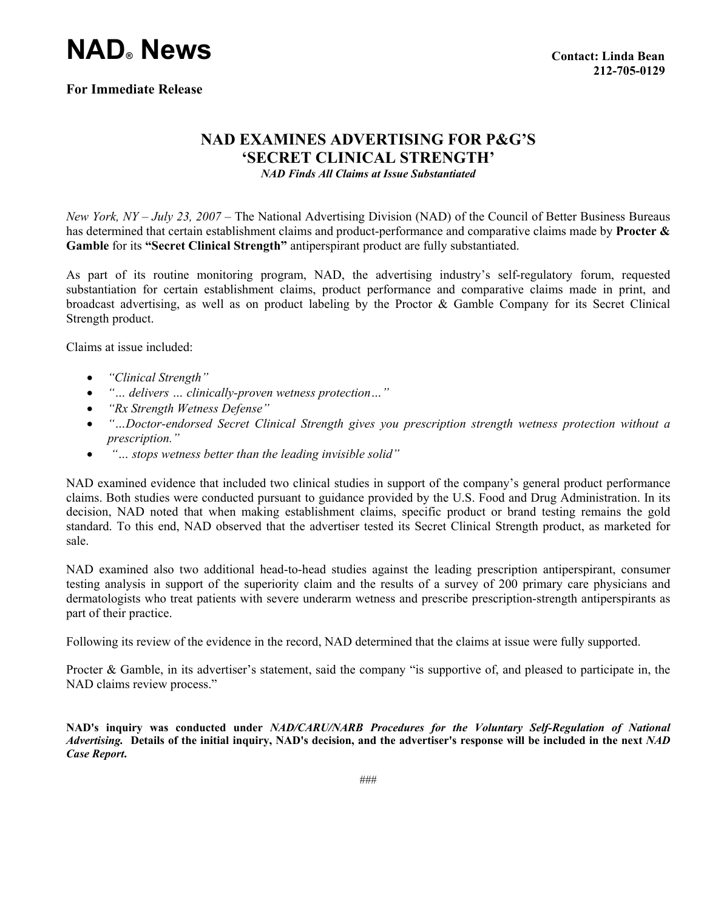# NAD® News

Contact: Linda Bean
212-705-0129

**For Immediate Release**

## NAD EXAMINES ADVERTISING FOR P&G'S 'SECRET CLINICAL STRENGTH'

*NAD Finds All Claims at Issue Substantiated*

*New York, NY – July 23, 2007* – The National Advertising Division (NAD) of the Council of Better Business Bureaus has determined that certain establishment claims and product-performance and comparative claims made by **Procter & Gamble** for its **"Secret Clinical Strength"** antiperspirant product are fully substantiated.

As part of its routine monitoring program, NAD, the advertising industry's self-regulatory forum, requested substantiation for certain establishment claims, product performance and comparative claims made in print, and broadcast advertising, as well as on product labeling by the Proctor & Gamble Company for its Secret Clinical Strength product.

Claims at issue included:

- *"Clinical Strength"*
- *"… delivers … clinically-proven wetness protection…"*
- *"Rx Strength Wetness Defense"*
- *"…Doctor-endorsed Secret Clinical Strength gives you prescription strength wetness protection without a prescription."*
- *"… stops wetness better than the leading invisible solid"*

NAD examined evidence that included two clinical studies in support of the company's general product performance claims. Both studies were conducted pursuant to guidance provided by the U.S. Food and Drug Administration. In its decision, NAD noted that when making establishment claims, specific product or brand testing remains the gold standard. To this end, NAD observed that the advertiser tested its Secret Clinical Strength product, as marketed for sale.

NAD examined also two additional head-to-head studies against the leading prescription antiperspirant, consumer testing analysis in support of the superiority claim and the results of a survey of 200 primary care physicians and dermatologists who treat patients with severe underarm wetness and prescribe prescription-strength antiperspirants as part of their practice.

Following its review of the evidence in the record, NAD determined that the claims at issue were fully supported.

Procter & Gamble, in its advertiser's statement, said the company "is supportive of, and pleased to participate in, the NAD claims review process."

**NAD's inquiry was conducted under *NAD/CARU/NARB Procedures for the Voluntary Self-Regulation of National Advertising*. Details of the initial inquiry, NAD's decision, and the advertiser's response will be included in the next *NAD Case Report*.**

###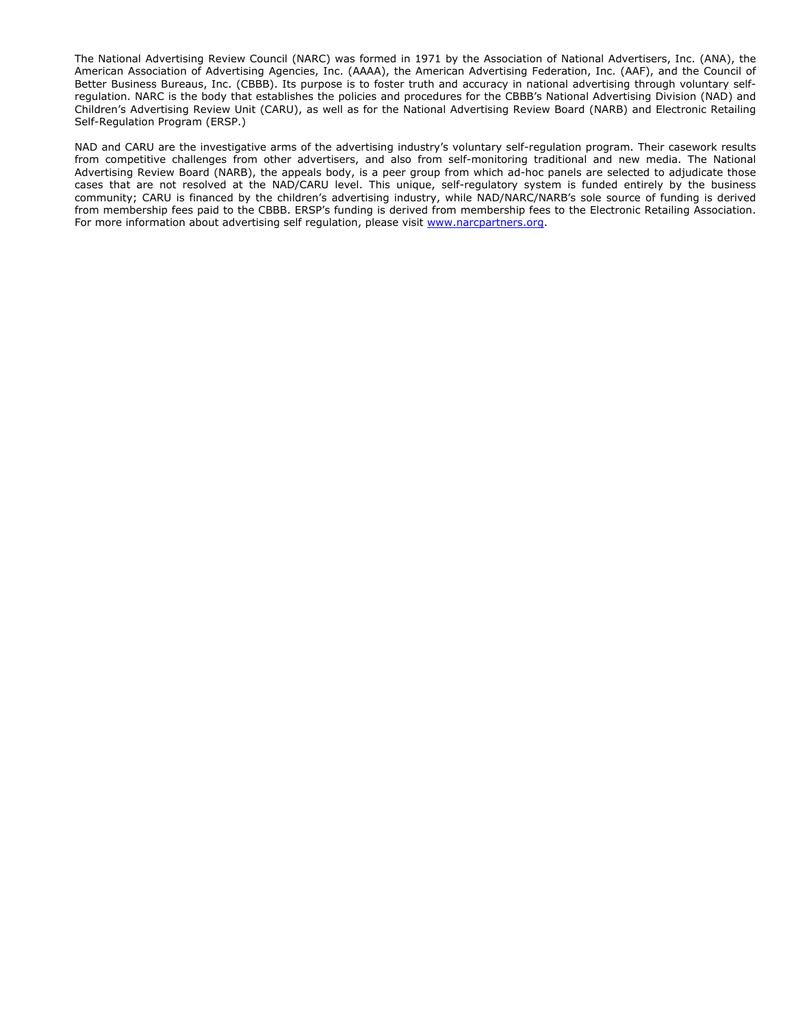The National Advertising Review Council (NARC) was formed in 1971 by the Association of National Advertisers, Inc. (ANA), the American Association of Advertising Agencies, Inc. (AAAA), the American Advertising Federation, Inc. (AAF), and the Council of Better Business Bureaus, Inc. (CBBB). Its purpose is to foster truth and accuracy in national advertising through voluntary self-regulation. NARC is the body that establishes the policies and procedures for the CBBB's National Advertising Division (NAD) and Children's Advertising Review Unit (CARU), as well as for the National Advertising Review Board (NARB) and Electronic Retailing Self-Regulation Program (ERSP.)

NAD and CARU are the investigative arms of the advertising industry's voluntary self-regulation program. Their casework results from competitive challenges from other advertisers, and also from self-monitoring traditional and new media. The National Advertising Review Board (NARB), the appeals body, is a peer group from which ad-hoc panels are selected to adjudicate those cases that are not resolved at the NAD/CARU level. This unique, self-regulatory system is funded entirely by the business community; CARU is financed by the children's advertising industry, while NAD/NARC/NARB's sole source of funding is derived from membership fees paid to the CBBB. ERSP's funding is derived from membership fees to the Electronic Retailing Association. For more information about advertising self regulation, please visit [www.narcpartners.org](http://www.narcpartners.org).